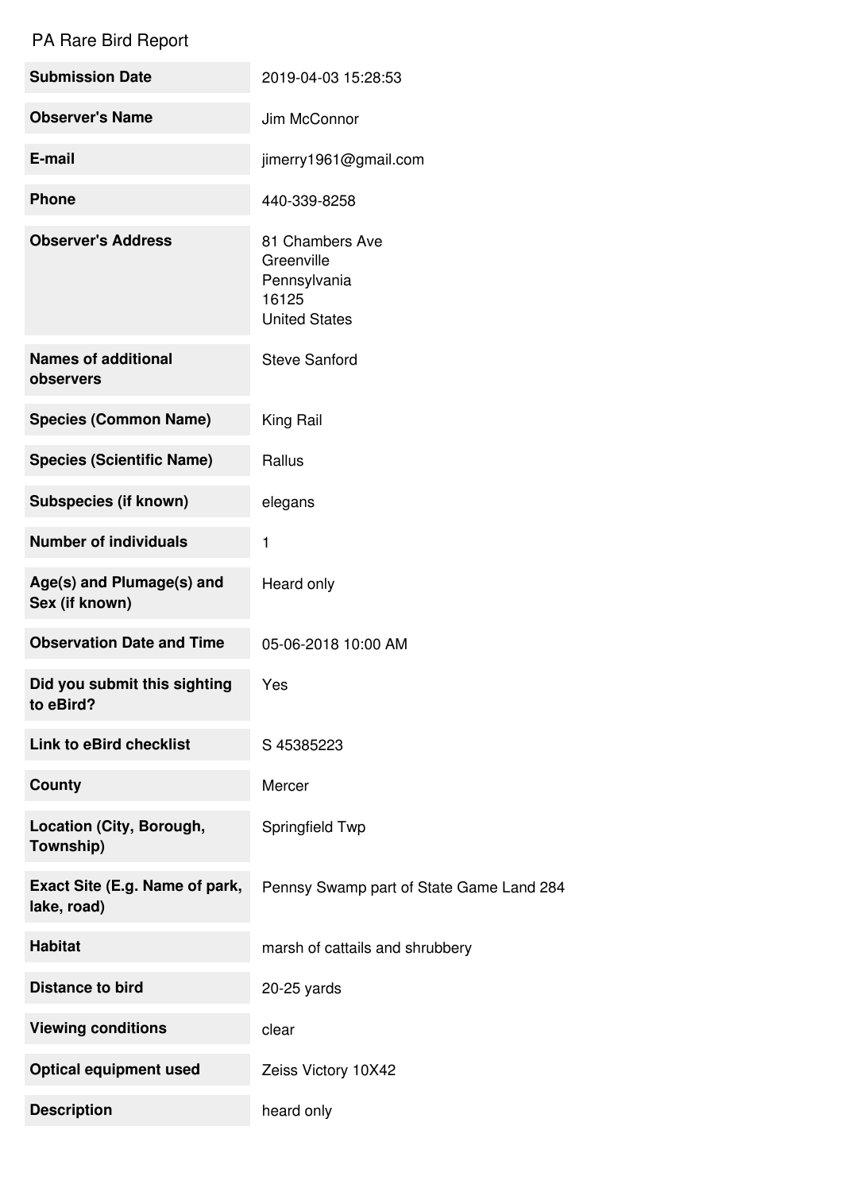# PA Rare Bird Report

| | |
|---|---|
| **Submission Date** | 2019-04-03 15:28:53 |
| **Observer's Name** | Jim McConnor |
| **E-mail** | jimerry1961@gmail.com |
| **Phone** | 440-339-8258 |
| **Observer's Address** | 81 Chambers Ave<br>Greenville<br>Pennsylvania<br>16125<br>United States |
| **Names of additional observers** | Steve Sanford |
| **Species (Common Name)** | King Rail |
| **Species (Scientific Name)** | Rallus |
| **Subspecies (if known)** | elegans |
| **Number of individuals** | 1 |
| **Age(s) and Plumage(s) and Sex (if known)** | Heard only |
| **Observation Date and Time** | 05-06-2018 10:00 AM |
| **Did you submit this sighting to eBird?** | Yes |
| **Link to eBird checklist** | S 45385223 |
| **County** | Mercer |
| **Location (City, Borough, Township)** | Springfield Twp |
| **Exact Site (E.g. Name of park, lake, road)** | Pennsy Swamp part of State Game Land 284 |
| **Habitat** | marsh of cattails and shrubbery |
| **Distance to bird** | 20-25 yards |
| **Viewing conditions** | clear |
| **Optical equipment used** | Zeiss Victory 10X42 |
| **Description** | heard only |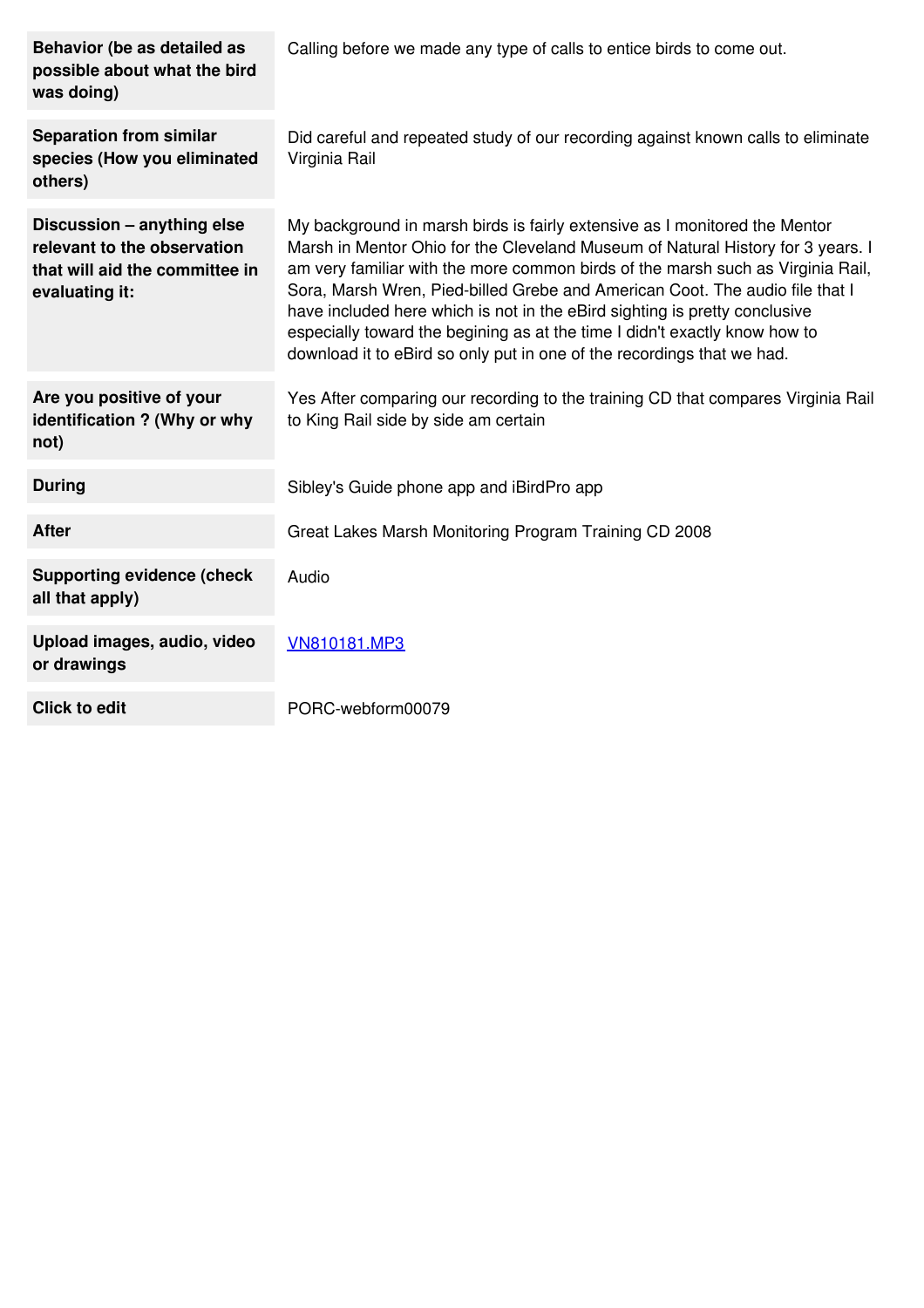| | |
|---|---|
| **Behavior (be as detailed as possible about what the bird was doing)** | Calling before we made any type of calls to entice birds to come out. |
| **Separation from similar species (How you eliminated others)** | Did careful and repeated study of our recording against known calls to eliminate Virginia Rail |
| **Discussion – anything else relevant to the observation that will aid the committee in evaluating it:** | My background in marsh birds is fairly extensive as I monitored the Mentor Marsh in Mentor Ohio for the Cleveland Museum of Natural History for 3 years. I am very familiar with the more common birds of the marsh such as Virginia Rail, Sora, Marsh Wren, Pied-billed Grebe and American Coot. The audio file that I have included here which is not in the eBird sighting is pretty conclusive especially toward the begining as at the time I didn't exactly know how to download it to eBird so only put in one of the recordings that we had. |
| **Are you positive of your identification ? (Why or why not)** | Yes After comparing our recording to the training CD that compares Virginia Rail to King Rail side by side am certain |
| **During** | Sibley's Guide phone app and iBirdPro app |
| **After** | Great Lakes Marsh Monitoring Program Training CD 2008 |
| **Supporting evidence (check all that apply)** | Audio |
| **Upload images, audio, video or drawings** | [VN810181.MP3] |
| **Click to edit** | PORC-webform00079 |